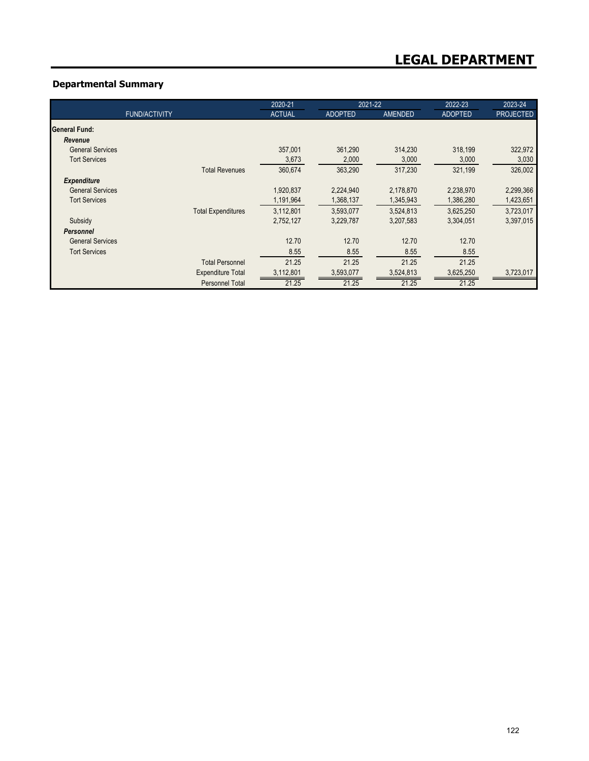# LEGAL DEPARTMENT

## Departmental Summary

| FUND/ACTIVITY | 2020-21 ACTUAL | 2021-22 ADOPTED | 2021-22 AMENDED | 2022-23 ADOPTED | 2023-24 PROJECTED |
|---|---|---|---|---|---|
| **General Fund:** | | | | | |
| ***Revenue*** | | | | | |
| General Services | 357,001 | 361,290 | 314,230 | 318,199 | 322,972 |
| Tort Services | 3,673 | 2,000 | 3,000 | 3,000 | 3,030 |
| Total Revenues | 360,674 | 363,290 | 317,230 | 321,199 | 326,002 |
| ***Expenditure*** | | | | | |
| General Services | 1,920,837 | 2,224,940 | 2,178,870 | 2,238,970 | 2,299,366 |
| Tort Services | 1,191,964 | 1,368,137 | 1,345,943 | 1,386,280 | 1,423,651 |
| Total Expenditures | 3,112,801 | 3,593,077 | 3,524,813 | 3,625,250 | 3,723,017 |
| Subsidy | 2,752,127 | 3,229,787 | 3,207,583 | 3,304,051 | 3,397,015 |
| ***Personnel*** | | | | | |
| General Services | 12.70 | 12.70 | 12.70 | 12.70 | |
| Tort Services | 8.55 | 8.55 | 8.55 | 8.55 | |
| Total Personnel | 21.25 | 21.25 | 21.25 | 21.25 | |
| Expenditure Total | 3,112,801 | 3,593,077 | 3,524,813 | 3,625,250 | 3,723,017 |
| Personnel Total | 21.25 | 21.25 | 21.25 | 21.25 | |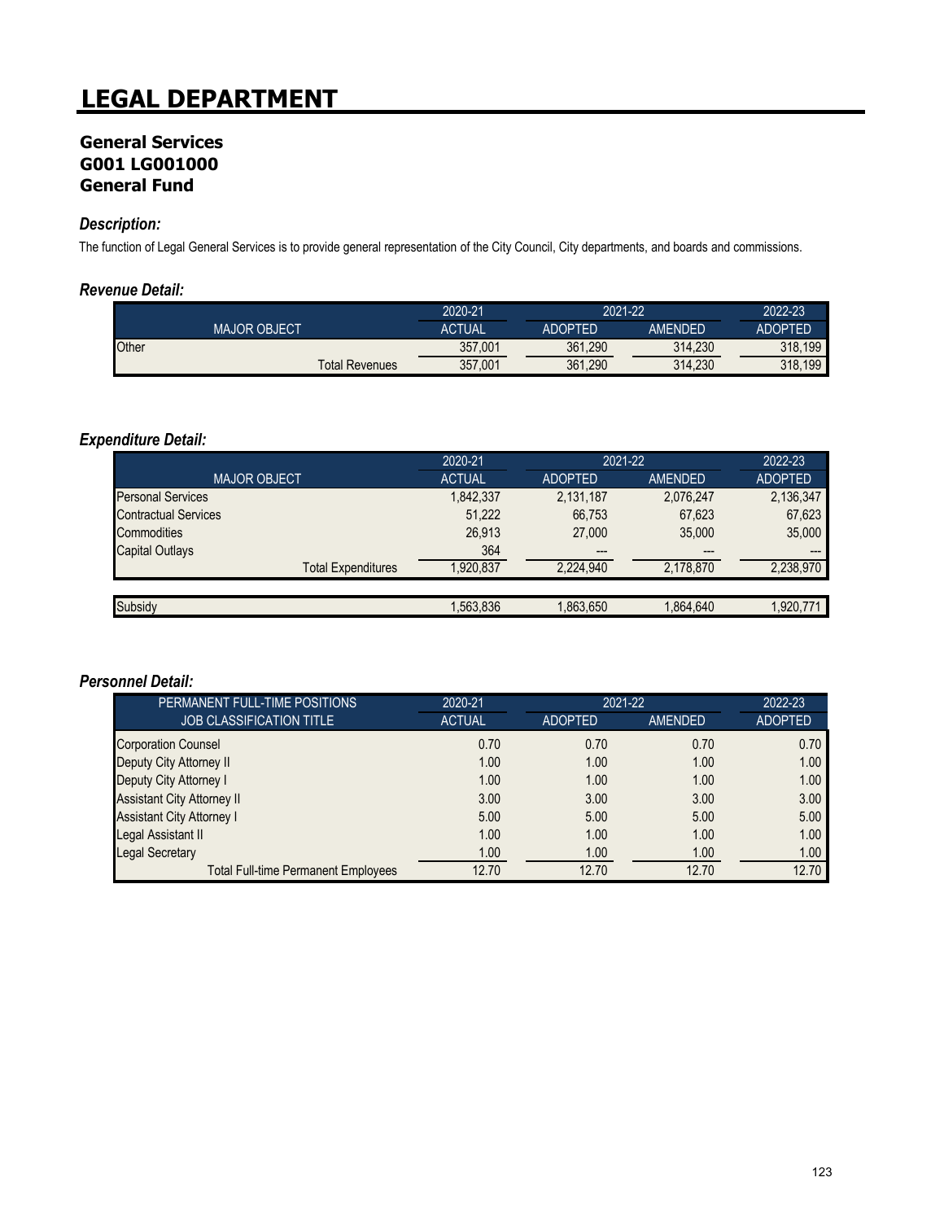# LEGAL DEPARTMENT

## General Services
## G001 LG001000
## General Fund

### *Description:*

The function of Legal General Services is to provide general representation of the City Council, City departments, and boards and commissions.

### *Revenue Detail:*

| | 2020-21 | 2021-22 | | 2022-23 |
|---|---|---|---|---|
| MAJOR OBJECT | ACTUAL | ADOPTED | AMENDED | ADOPTED |
| Other | 357,001 | 361,290 | 314,230 | 318,199 |
| Total Revenues | 357,001 | 361,290 | 314,230 | 318,199 |

### *Expenditure Detail:*

| | 2020-21 | 2021-22 | | 2022-23 |
|---|---|---|---|---|
| MAJOR OBJECT | ACTUAL | ADOPTED | AMENDED | ADOPTED |
| Personal Services | 1,842,337 | 2,131,187 | 2,076,247 | 2,136,347 |
| Contractual Services | 51,222 | 66,753 | 67,623 | 67,623 |
| Commodities | 26,913 | 27,000 | 35,000 | 35,000 |
| Capital Outlays | 364 | --- | --- | --- |
| Total Expenditures | 1,920,837 | 2,224,940 | 2,178,870 | 2,238,970 |
| | | | | |
| Subsidy | 1,563,836 | 1,863,650 | 1,864,640 | 1,920,771 |

### *Personnel Detail:*

| PERMANENT FULL-TIME POSITIONS | 2020-21 | 2021-22 | | 2022-23 |
|---|---|---|---|---|
| JOB CLASSIFICATION TITLE | ACTUAL | ADOPTED | AMENDED | ADOPTED |
| Corporation Counsel | 0.70 | 0.70 | 0.70 | 0.70 |
| Deputy City Attorney II | 1.00 | 1.00 | 1.00 | 1.00 |
| Deputy City Attorney I | 1.00 | 1.00 | 1.00 | 1.00 |
| Assistant City Attorney II | 3.00 | 3.00 | 3.00 | 3.00 |
| Assistant City Attorney I | 5.00 | 5.00 | 5.00 | 5.00 |
| Legal Assistant II | 1.00 | 1.00 | 1.00 | 1.00 |
| Legal Secretary | 1.00 | 1.00 | 1.00 | 1.00 |
| Total Full-time Permanent Employees | 12.70 | 12.70 | 12.70 | 12.70 |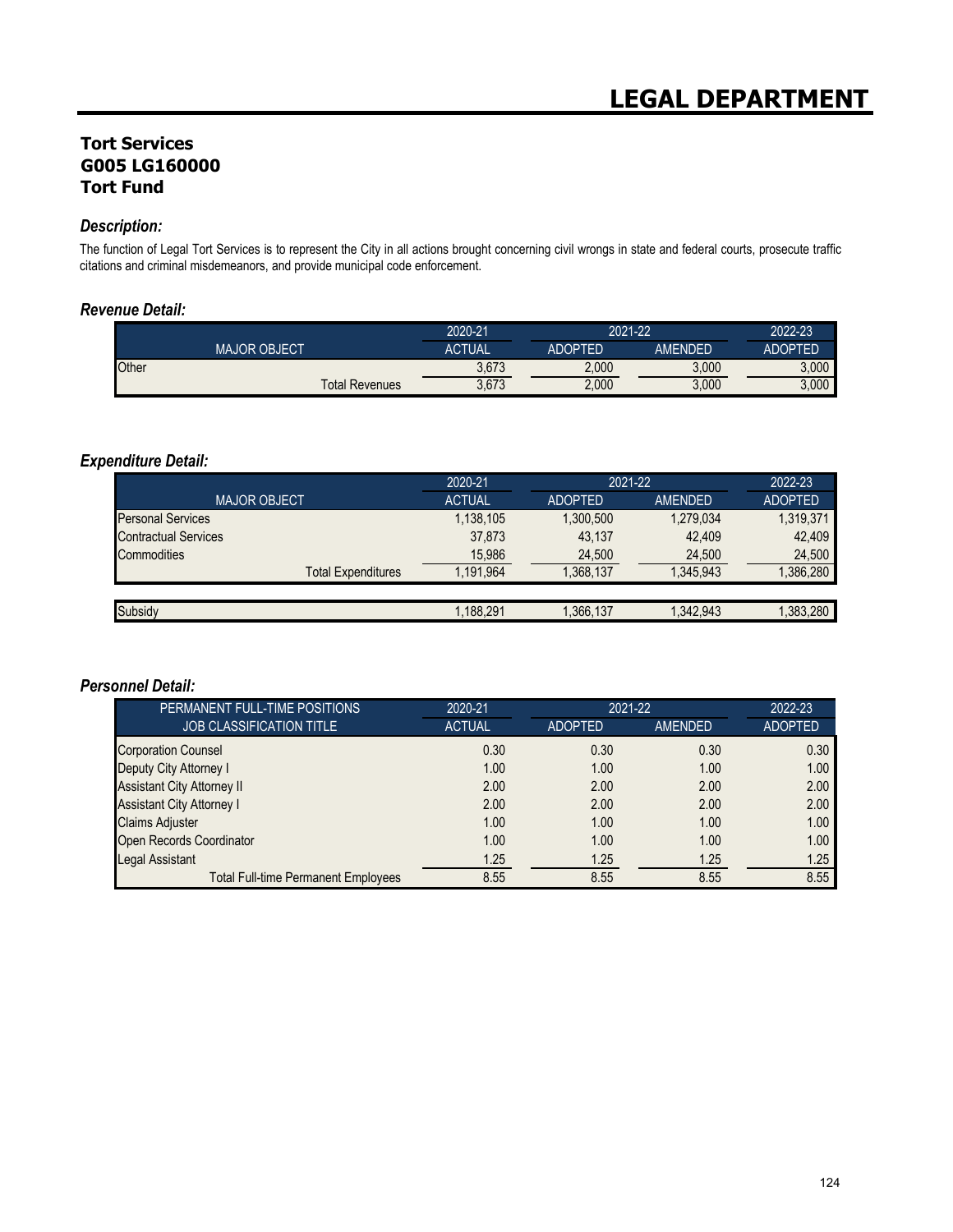# LEGAL DEPARTMENT

## Tort Services
## G005 LG160000
## Tort Fund

### *Description:*

The function of Legal Tort Services is to represent the City in all actions brought concerning civil wrongs in state and federal courts, prosecute traffic citations and criminal misdemeanors, and provide municipal code enforcement.

### *Revenue Detail:*

| | 2020-21 | 2021-22 | | 2022-23 |
|---|---|---|---|---|
| MAJOR OBJECT | ACTUAL | ADOPTED | AMENDED | ADOPTED |
| Other | 3,673 | 2,000 | 3,000 | 3,000 |
| Total Revenues | 3,673 | 2,000 | 3,000 | 3,000 |

### *Expenditure Detail:*

| | 2020-21 | 2021-22 | | 2022-23 |
|---|---|---|---|---|
| MAJOR OBJECT | ACTUAL | ADOPTED | AMENDED | ADOPTED |
| Personal Services | 1,138,105 | 1,300,500 | 1,279,034 | 1,319,371 |
| Contractual Services | 37,873 | 43,137 | 42,409 | 42,409 |
| Commodities | 15,986 | 24,500 | 24,500 | 24,500 |
| Total Expenditures | 1,191,964 | 1,368,137 | 1,345,943 | 1,386,280 |
| | | | | |
| Subsidy | 1,188,291 | 1,366,137 | 1,342,943 | 1,383,280 |

### *Personnel Detail:*

| PERMANENT FULL-TIME POSITIONS | 2020-21 | 2021-22 | | 2022-23 |
|---|---|---|---|---|
| JOB CLASSIFICATION TITLE | ACTUAL | ADOPTED | AMENDED | ADOPTED |
| Corporation Counsel | 0.30 | 0.30 | 0.30 | 0.30 |
| Deputy City Attorney I | 1.00 | 1.00 | 1.00 | 1.00 |
| Assistant City Attorney II | 2.00 | 2.00 | 2.00 | 2.00 |
| Assistant City Attorney I | 2.00 | 2.00 | 2.00 | 2.00 |
| Claims Adjuster | 1.00 | 1.00 | 1.00 | 1.00 |
| Open Records Coordinator | 1.00 | 1.00 | 1.00 | 1.00 |
| Legal Assistant | 1.25 | 1.25 | 1.25 | 1.25 |
| Total Full-time Permanent Employees | 8.55 | 8.55 | 8.55 | 8.55 |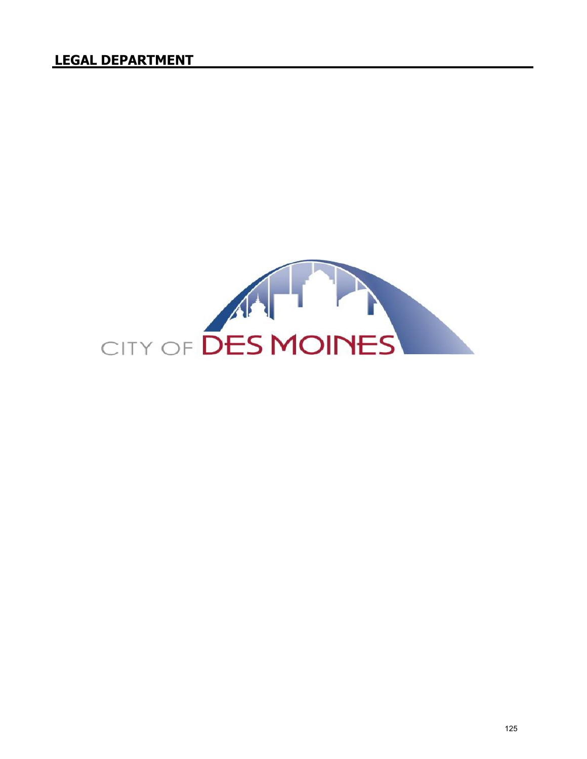## LEGAL DEPARTMENT

CITY OF DES MOINES